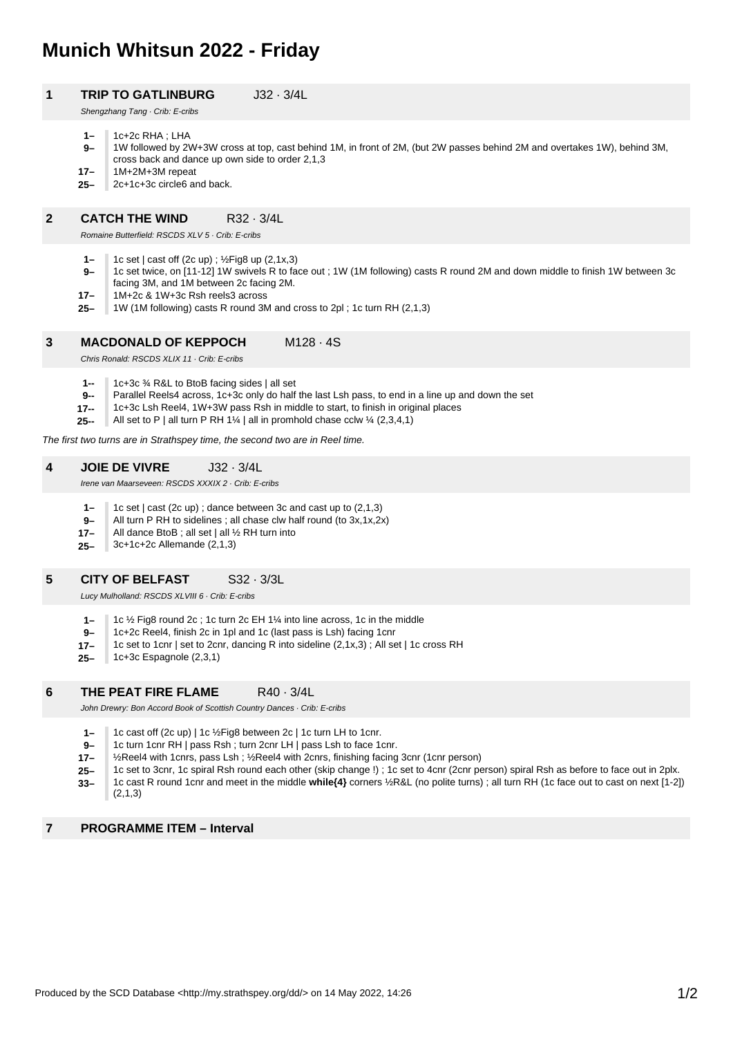# Munich Whitsun 2022 - Friday

## 1 TRIP TO GATLINBURG J32 · 3/4L

*Shengzhang Tang · Crib: E-cribs*

- **1–** 1c+2c RHA ; LHA
- **9–** 1W followed by 2W+3W cross at top, cast behind 1M, in front of 2M, (but 2W passes behind 2M and overtakes 1W), behind 3M, cross back and dance up own side to order 2,1,3
- **17–** 1M+2M+3M repeat
- **25–** 2c+1c+3c circle6 and back.

## 2 CATCH THE WIND R32 · 3/4L

*Romaine Butterfield: RSCDS XLV 5 · Crib: E-cribs*

- **1–** 1c set | cast off (2c up) ; ½Fig8 up (2,1x,3)
- **9–** 1c set twice, on [11-12] 1W swivels R to face out ; 1W (1M following) casts R round 2M and down middle to finish 1W between 3c facing 3M, and 1M between 2c facing 2M.
- **17–** 1M+2c & 1W+3c Rsh reels3 across
- **25–** 1W (1M following) casts R round 3M and cross to 2pl ; 1c turn RH (2,1,3)

## 3 MACDONALD OF KEPPOCH M128 · 4S

*Chris Ronald: RSCDS XLIX 11 · Crib: E-cribs*

- **1--** 1c+3c ¾ R&L to BtoB facing sides | all set
- **9--** Parallel Reels4 across, 1c+3c only do half the last Lsh pass, to end in a line up and down the set
- **17--** 1c+3c Lsh Reel4, 1W+3W pass Rsh in middle to start, to finish in original places
- **25--** All set to P | all turn P RH 1¼ | all in promhold chase cclw ¼ (2,3,4,1)

*The first two turns are in Strathspey time, the second two are in Reel time.*

## 4 JOIE DE VIVRE J32 · 3/4L

*Irene van Maarseveen: RSCDS XXXIX 2 · Crib: E-cribs*

- **1–** 1c set | cast (2c up) ; dance between 3c and cast up to (2,1,3)
- **9–** All turn P RH to sidelines ; all chase clw half round (to 3x,1x,2x)
- **17–** All dance BtoB ; all set | all ½ RH turn into
- **25–** 3c+1c+2c Allemande (2,1,3)

## 5 CITY OF BELFAST S32 · 3/3L

*Lucy Mulholland: RSCDS XLVIII 6 · Crib: E-cribs*

- **1–** 1c ½ Fig8 round 2c ; 1c turn 2c EH 1¼ into line across, 1c in the middle
- **9–** 1c+2c Reel4, finish 2c in 1pl and 1c (last pass is Lsh) facing 1cnr
- **17–** 1c set to 1cnr | set to 2cnr, dancing R into sideline (2,1x,3) ; All set | 1c cross RH
- **25–** 1c+3c Espagnole (2,3,1)

## 6 THE PEAT FIRE FLAME R40 · 3/4L

*John Drewry: Bon Accord Book of Scottish Country Dances · Crib: E-cribs*

- **1–** 1c cast off (2c up) | 1c ½Fig8 between 2c | 1c turn LH to 1cnr.
- **9–** 1c turn 1cnr RH | pass Rsh ; turn 2cnr LH | pass Lsh to face 1cnr.
- **17–** ½Reel4 with 1cnrs, pass Lsh ; ½Reel4 with 2cnrs, finishing facing 3cnr (1cnr person)
- **25–** 1c set to 3cnr, 1c spiral Rsh round each other (skip change !) ; 1c set to 4cnr (2cnr person) spiral Rsh as before to face out in 2plx.
- **33–** 1c cast R round 1cnr and meet in the middle **while{4}** corners ½R&L (no polite turns) ; all turn RH (1c face out to cast on next [1-2]) (2,1,3)

## 7 PROGRAMME ITEM – Interval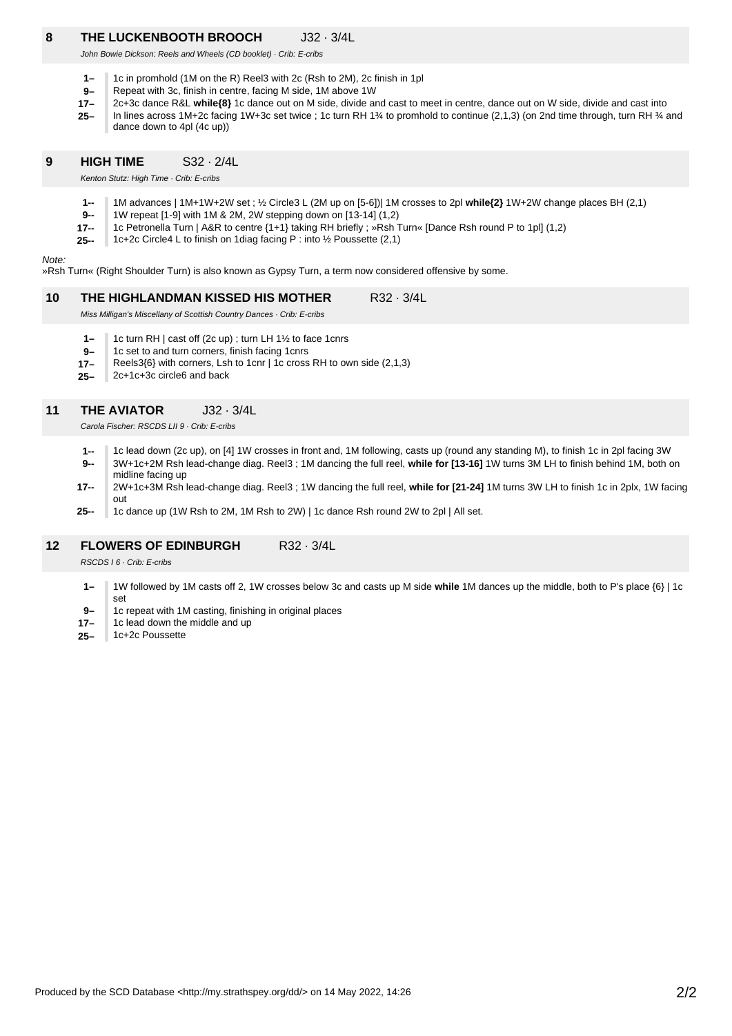## 8 THE LUCKENBOOTH BROOCH J32 · 3/4L

*John Bowie Dickson: Reels and Wheels (CD booklet) · Crib: E-cribs*

- **1–** 1c in promhold (1M on the R) Reel3 with 2c (Rsh to 2M), 2c finish in 1pl
- **9–** Repeat with 3c, finish in centre, facing M side, 1M above 1W
- **17–** 2c+3c dance R&L **while{8}** 1c dance out on M side, divide and cast to meet in centre, dance out on W side, divide and cast into
- **25–** In lines across 1M+2c facing 1W+3c set twice ; 1c turn RH 1¾ to promhold to continue (2,1,3) (on 2nd time through, turn RH ¾ and dance down to 4pl (4c up))

## 9 HIGH TIME S32 · 2/4L

*Kenton Stutz: High Time · Crib: E-cribs*

- **1--** 1M advances | 1M+1W+2W set ; ½ Circle3 L (2M up on [5-6])| 1M crosses to 2pl **while{2}** 1W+2W change places BH (2,1)
- **9--** 1W repeat [1-9] with 1M & 2M, 2W stepping down on [13-14] (1,2)
- **17--** 1c Petronella Turn | A&R to centre {1+1} taking RH briefly ; »Rsh Turn« [Dance Rsh round P to 1pl] (1,2)
- **25--** 1c+2c Circle4 L to finish on 1diag facing P : into ½ Poussette (2,1)

*Note:*

»Rsh Turn« (Right Shoulder Turn) is also known as Gypsy Turn, a term now considered offensive by some.

## 10 THE HIGHLANDMAN KISSED HIS MOTHER R32 · 3/4L

*Miss Milligan's Miscellany of Scottish Country Dances · Crib: E-cribs*

- **1–** 1c turn RH | cast off (2c up) ; turn LH 1½ to face 1cnrs
- **9–** 1c set to and turn corners, finish facing 1cnrs
- **17–** Reels3{6} with corners, Lsh to 1cnr | 1c cross RH to own side (2,1,3)
- **25–** 2c+1c+3c circle6 and back

## 11 THE AVIATOR J32 · 3/4L

*Carola Fischer: RSCDS LII 9 · Crib: E-cribs*

- **1--** 1c lead down (2c up), on [4] 1W crosses in front and, 1M following, casts up (round any standing M), to finish 1c in 2pl facing 3W
- **9--** 3W+1c+2M Rsh lead-change diag. Reel3 ; 1M dancing the full reel, **while for [13-16]** 1W turns 3M LH to finish behind 1M, both on midline facing up
- **17--** 2W+1c+3M Rsh lead-change diag. Reel3 ; 1W dancing the full reel, **while for [21-24]** 1M turns 3W LH to finish 1c in 2plx, 1W facing out
- **25--** 1c dance up (1W Rsh to 2M, 1M Rsh to 2W) | 1c dance Rsh round 2W to 2pl | All set.

## 12 FLOWERS OF EDINBURGH R32 · 3/4L

*RSCDS I 6 · Crib: E-cribs*

- **1–** 1W followed by 1M casts off 2, 1W crosses below 3c and casts up M side **while** 1M dances up the middle, both to P's place {6} | 1c set
- **9–** 1c repeat with 1M casting, finishing in original places
- **17–** 1c lead down the middle and up
- **25–** 1c+2c Poussette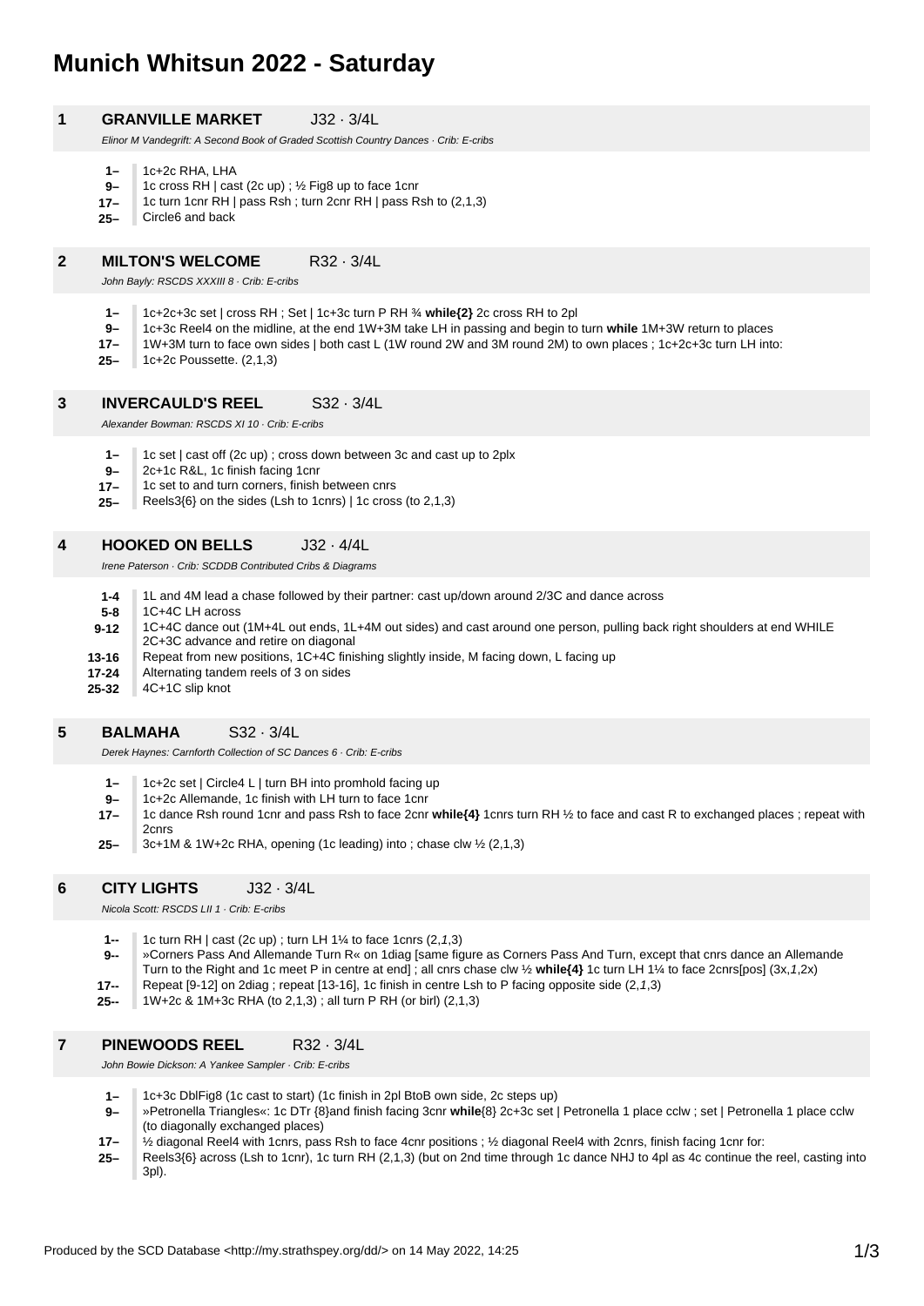# Munich Whitsun 2022 - Saturday

## 1 GRANVILLE MARKET J32 · 3/4L

*Elinor M Vandegrift: A Second Book of Graded Scottish Country Dances · Crib: E-cribs*

| | |
|---|---|
| **1–** | 1c+2c RHA, LHA |
| **9–** | 1c cross RH \| cast (2c up) ; ½ Fig8 up to face 1cnr |
| **17–** | 1c turn 1cnr RH \| pass Rsh ; turn 2cnr RH \| pass Rsh to (2,1,3) |
| **25–** | Circle6 and back |

## 2 MILTON'S WELCOME R32 · 3/4L

*John Bayly: RSCDS XXXIII 8 · Crib: E-cribs*

| | |
|---|---|
| **1–** | 1c+2c+3c set \| cross RH ; Set \| 1c+3c turn P RH ¾ **while{2}** 2c cross RH to 2pl |
| **9–** | 1c+3c Reel4 on the midline, at the end 1W+3M take LH in passing and begin to turn **while** 1M+3W return to places |
| **17–** | 1W+3M turn to face own sides \| both cast L (1W round 2W and 3M round 2M) to own places ; 1c+2c+3c turn LH into: |
| **25–** | 1c+2c Poussette. (2,1,3) |

## 3 INVERCAULD'S REEL S32 · 3/4L

*Alexander Bowman: RSCDS XI 10 · Crib: E-cribs*

| | |
|---|---|
| **1–** | 1c set \| cast off (2c up) ; cross down between 3c and cast up to 2plx |
| **9–** | 2c+1c R&L, 1c finish facing 1cnr |
| **17–** | 1c set to and turn corners, finish between cnrs |
| **25–** | Reels3{6} on the sides (Lsh to 1cnrs) \| 1c cross (to 2,1,3) |

## 4 HOOKED ON BELLS J32 · 4/4L

*Irene Paterson · Crib: SCDDB Contributed Cribs & Diagrams*

| | |
|---|---|
| **1-4** | 1L and 4M lead a chase followed by their partner: cast up/down around 2/3C and dance across |
| **5-8** | 1C+4C LH across |
| **9-12** | 1C+4C dance out (1M+4L out ends, 1L+4M out sides) and cast around one person, pulling back right shoulders at end WHILE 2C+3C advance and retire on diagonal |
| **13-16** | Repeat from new positions, 1C+4C finishing slightly inside, M facing down, L facing up |
| **17-24** | Alternating tandem reels of 3 on sides |
| **25-32** | 4C+1C slip knot |

## 5 BALMAHA S32 · 3/4L

*Derek Haynes: Carnforth Collection of SC Dances 6 · Crib: E-cribs*

| | |
|---|---|
| **1–** | 1c+2c set \| Circle4 L \| turn BH into promhold facing up |
| **9–** | 1c+2c Allemande, 1c finish with LH turn to face 1cnr |
| **17–** | 1c dance Rsh round 1cnr and pass Rsh to face 2cnr **while{4}** 1cnrs turn RH ½ to face and cast R to exchanged places ; repeat with 2cnrs |
| **25–** | 3c+1M & 1W+2c RHA, opening (1c leading) into ; chase clw ½ (2,1,3) |

## 6 CITY LIGHTS J32 · 3/4L

*Nicola Scott: RSCDS LII 1 · Crib: E-cribs*

| | |
|---|---|
| **1--** | 1c turn RH \| cast (2c up) ; turn LH 1¼ to face 1cnrs (2,*1*,3) |
| **9--** | »Corners Pass And Allemande Turn R« on 1diag [same figure as Corners Pass And Turn, except that cnrs dance an Allemande Turn to the Right and 1c meet P in centre at end] ; all cnrs chase clw ½ **while{4}** 1c turn LH 1¼ to face 2cnrs[pos] (3x,*1*,2x) |
| **17--** | Repeat [9-12] on 2diag ; repeat [13-16], 1c finish in centre Lsh to P facing opposite side (2,*1*,3) |
| **25--** | 1W+2c & 1M+3c RHA (to 2,1,3) ; all turn P RH (or birl) (2,1,3) |

## 7 PINEWOODS REEL R32 · 3/4L

*John Bowie Dickson: A Yankee Sampler · Crib: E-cribs*

| | |
|---|---|
| **1–** | 1c+3c DblFig8 (1c cast to start) (1c finish in 2pl BtoB own side, 2c steps up) |
| **9–** | »Petronella Triangles«: 1c DTr {8}and finish facing 3cnr **while**{8} 2c+3c set \| Petronella 1 place cclw ; set \| Petronella 1 place cclw (to diagonally exchanged places) |
| **17–** | ½ diagonal Reel4 with 1cnrs, pass Rsh to face 4cnr positions ; ½ diagonal Reel4 with 2cnrs, finish facing 1cnr for: |
| **25–** | Reels3{6} across (Lsh to 1cnr), 1c turn RH (2,1,3) (but on 2nd time through 1c dance NHJ to 4pl as 4c continue the reel, casting into 3pl). |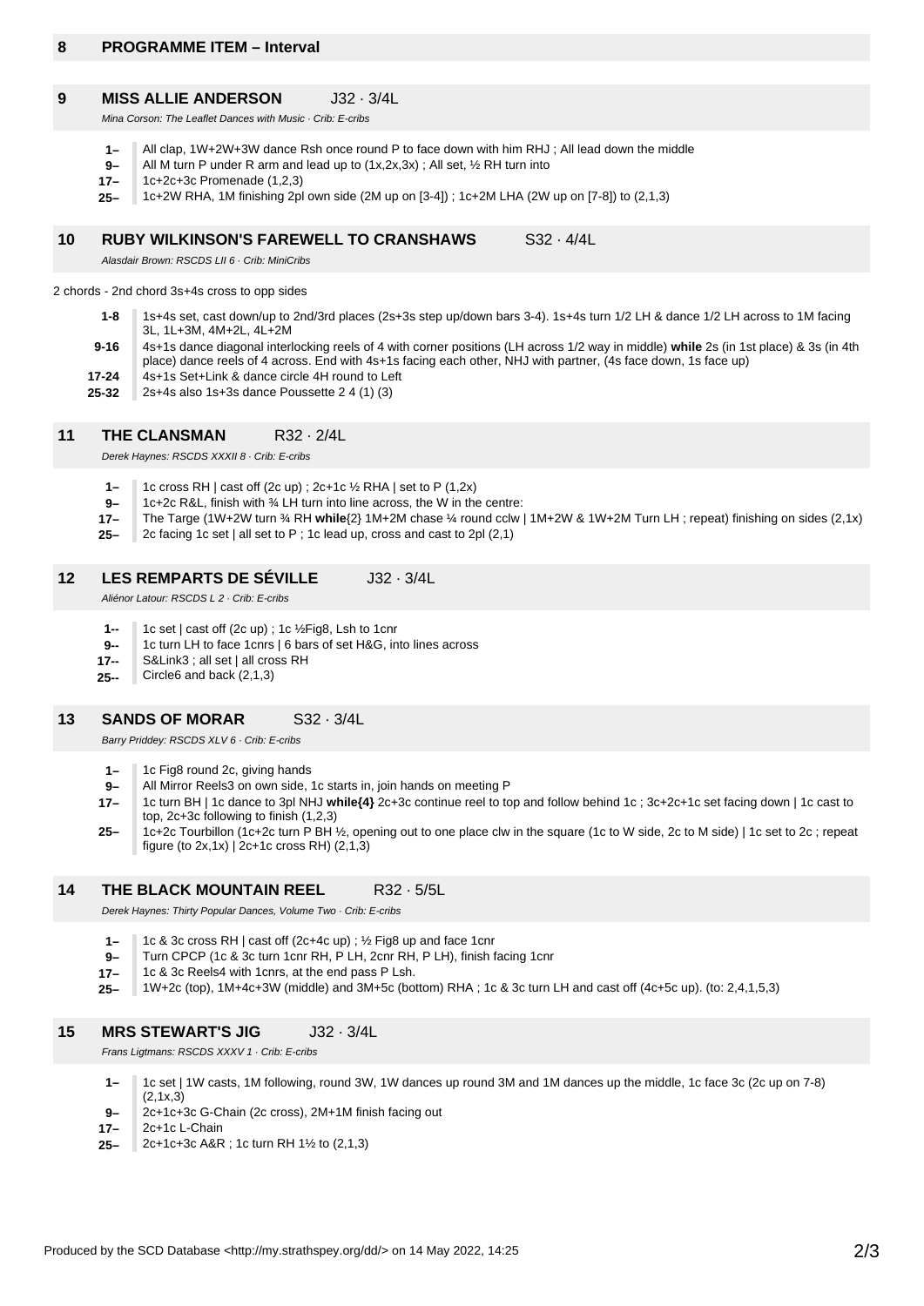## 8 PROGRAMME ITEM – Interval

## 9 MISS ALLIE ANDERSON J32 · 3/4L

*Mina Corson: The Leaflet Dances with Music · Crib: E-cribs*

- **1–** All clap, 1W+2W+3W dance Rsh once round P to face down with him RHJ ; All lead down the middle
- **9–** All M turn P under R arm and lead up to (1x,2x,3x) ; All set, ½ RH turn into
- **17–** 1c+2c+3c Promenade (1,2,3)
- **25–** 1c+2W RHA, 1M finishing 2pl own side (2M up on [3-4]) ; 1c+2M LHA (2W up on [7-8]) to (2,1,3)

## 10 RUBY WILKINSON'S FAREWELL TO CRANSHAWS S32 · 4/4L

*Alasdair Brown: RSCDS LII 6 · Crib: MiniCribs*

2 chords - 2nd chord 3s+4s cross to opp sides

- **1-8** 1s+4s set, cast down/up to 2nd/3rd places (2s+3s step up/down bars 3-4). 1s+4s turn 1/2 LH & dance 1/2 LH across to 1M facing 3L, 1L+3M, 4M+2L, 4L+2M
- **9-16** 4s+1s dance diagonal interlocking reels of 4 with corner positions (LH across 1/2 way in middle) **while** 2s (in 1st place) & 3s (in 4th place) dance reels of 4 across. End with 4s+1s facing each other, NHJ with partner, (4s face down, 1s face up)
- **17-24** 4s+1s Set+Link & dance circle 4H round to Left
- **25-32** 2s+4s also 1s+3s dance Poussette 2 4 (1) (3)

## 11 THE CLANSMAN R32 · 2/4L

*Derek Haynes: RSCDS XXXII 8 · Crib: E-cribs*

- **1–** 1c cross RH | cast off (2c up) ; 2c+1c ½ RHA | set to P (1,2x)
- **9–** 1c+2c R&L, finish with ¾ LH turn into line across, the W in the centre:
- **17–** The Targe (1W+2W turn ¾ RH **while**{2} 1M+2M chase ¼ round cclw | 1M+2W & 1W+2M Turn LH ; repeat) finishing on sides (2,1x)
- **25–** 2c facing 1c set | all set to P ; 1c lead up, cross and cast to 2pl (2,1)

## 12 LES REMPARTS DE SÉVILLE J32 · 3/4L

*Aliénor Latour: RSCDS L 2 · Crib: E-cribs*

- **1--** 1c set | cast off (2c up) ; 1c ½Fig8, Lsh to 1cnr
- **9--** 1c turn LH to face 1cnrs | 6 bars of set H&G, into lines across
- **17--** S&Link3 ; all set | all cross RH
- **25--** Circle6 and back (2,1,3)

## 13 SANDS OF MORAR S32 · 3/4L

*Barry Priddey: RSCDS XLV 6 · Crib: E-cribs*

- **1–** 1c Fig8 round 2c, giving hands
- **9–** All Mirror Reels3 on own side, 1c starts in, join hands on meeting P
- **17–** 1c turn BH | 1c dance to 3pl NHJ **while{4}** 2c+3c continue reel to top and follow behind 1c ; 3c+2c+1c set facing down | 1c cast to top, 2c+3c following to finish (1,2,3)
- **25–** 1c+2c Tourbillon (1c+2c turn P BH ½, opening out to one place clw in the square (1c to W side, 2c to M side) | 1c set to 2c ; repeat figure (to 2x,1x) | 2c+1c cross RH) (2,1,3)

## 14 THE BLACK MOUNTAIN REEL R32 · 5/5L

*Derek Haynes: Thirty Popular Dances, Volume Two · Crib: E-cribs*

- **1–** 1c & 3c cross RH | cast off (2c+4c up) ; ½ Fig8 up and face 1cnr
- **9–** Turn CPCP (1c & 3c turn 1cnr RH, P LH, 2cnr RH, P LH), finish facing 1cnr
- **17–** 1c & 3c Reels4 with 1cnrs, at the end pass P Lsh.
- **25–** 1W+2c (top), 1M+4c+3W (middle) and 3M+5c (bottom) RHA ; 1c & 3c turn LH and cast off (4c+5c up). (to: 2,4,1,5,3)

## 15 MRS STEWART'S JIG J32 · 3/4L

*Frans Ligtmans: RSCDS XXXV 1 · Crib: E-cribs*

- **1–** 1c set | 1W casts, 1M following, round 3W, 1W dances up round 3M and 1M dances up the middle, 1c face 3c (2c up on 7-8) (2,1x,3)
- **9–** 2c+1c+3c G-Chain (2c cross), 2M+1M finish facing out
- **17–** 2c+1c L-Chain
- **25–** 2c+1c+3c A&R ; 1c turn RH 1½ to (2,1,3)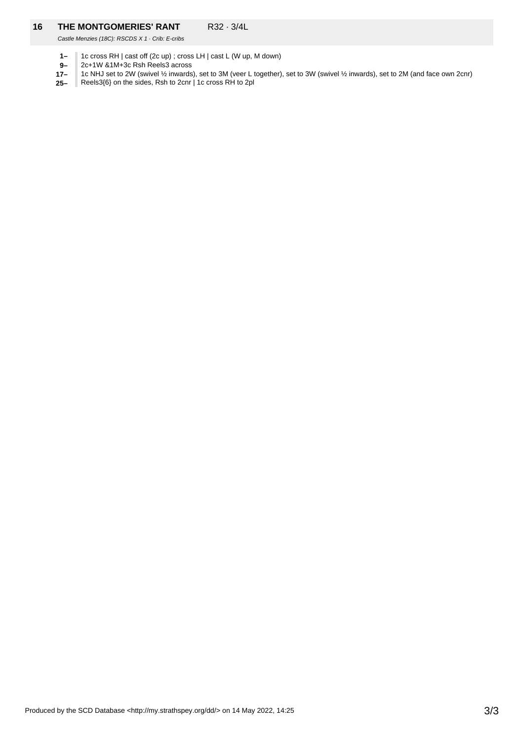## 16 THE MONTGOMERIES' RANT R32 · 3/4L

*Castle Menzies (18C): RSCDS X 1 · Crib: E-cribs*

| | |
|---|---|
| **1–** | 1c cross RH \| cast off (2c up) ; cross LH \| cast L (W up, M down) |
| **9–** | 2c+1W &1M+3c Rsh Reels3 across |
| **17–** | 1c NHJ set to 2W (swivel ½ inwards), set to 3M (veer L together), set to 3W (swivel ½ inwards), set to 2M (and face own 2cnr) |
| **25–** | Reels3{6} on the sides, Rsh to 2cnr \| 1c cross RH to 2pl |

Produced by the SCD Database <http://my.strathspey.org/dd/> on 14 May 2022, 14:25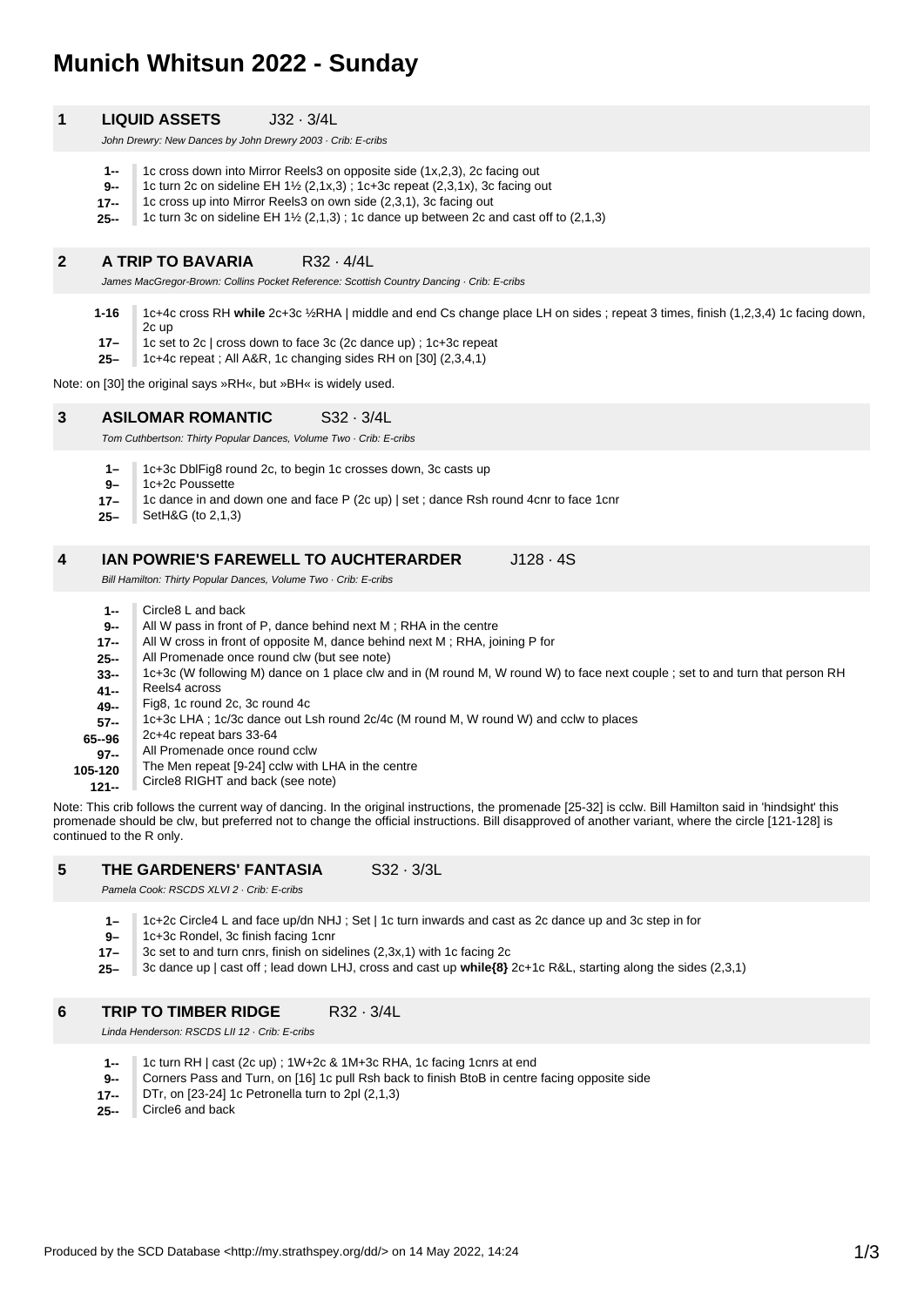# Munich Whitsun 2022 - Sunday

## 1 LIQUID ASSETS J32 · 3/4L

*John Drewry: New Dances by John Drewry 2003 · Crib: E-cribs*

| | |
|---|---|
| **1--** | 1c cross down into Mirror Reels3 on opposite side (1x,2,3), 2c facing out |
| **9--** | 1c turn 2c on sideline EH 1½ (2,1x,3) ; 1c+3c repeat (2,3,1x), 3c facing out |
| **17--** | 1c cross up into Mirror Reels3 on own side (2,3,1), 3c facing out |
| **25--** | 1c turn 3c on sideline EH 1½ (2,1,3) ; 1c dance up between 2c and cast off to (2,1,3) |

## 2 A TRIP TO BAVARIA R32 · 4/4L

*James MacGregor-Brown: Collins Pocket Reference: Scottish Country Dancing · Crib: E-cribs*

| | |
|---|---|
| **1-16** | 1c+4c cross RH **while** 2c+3c ½RHA \| middle and end Cs change place LH on sides ; repeat 3 times, finish (1,2,3,4) 1c facing down, 2c up |
| **17–** | 1c set to 2c \| cross down to face 3c (2c dance up) ; 1c+3c repeat |
| **25–** | 1c+4c repeat ; All A&R, 1c changing sides RH on [30] (2,3,4,1) |

Note: on [30] the original says »RH«, but »BH« is widely used.

## 3 ASILOMAR ROMANTIC S32 · 3/4L

*Tom Cuthbertson: Thirty Popular Dances, Volume Two · Crib: E-cribs*

| | |
|---|---|
| **1–** | 1c+3c DblFig8 round 2c, to begin 1c crosses down, 3c casts up |
| **9–** | 1c+2c Poussette |
| **17–** | 1c dance in and down one and face P (2c up) \| set ; dance Rsh round 4cnr to face 1cnr |
| **25–** | SetH&G (to 2,1,3) |

## 4 IAN POWRIE'S FAREWELL TO AUCHTERARDER J128 · 4S

*Bill Hamilton: Thirty Popular Dances, Volume Two · Crib: E-cribs*

| | |
|---|---|
| **1--** | Circle8 L and back |
| **9--** | All W pass in front of P, dance behind next M ; RHA in the centre |
| **17--** | All W cross in front of opposite M, dance behind next M ; RHA, joining P for |
| **25--** | All Promenade once round clw (but see note) |
| **33--** | 1c+3c (W following M) dance on 1 place clw and in (M round M, W round W) to face next couple ; set to and turn that person RH |
| **41--** | Reels4 across |
| **49--** | Fig8, 1c round 2c, 3c round 4c |
| **57--** | 1c+3c LHA ; 1c/3c dance out Lsh round 2c/4c (M round M, W round W) and cclw to places |
| **65--96** | 2c+4c repeat bars 33-64 |
| **97--** | All Promenade once round cclw |
| **105-120** | The Men repeat [9-24] cclw with LHA in the centre |
| **121--** | Circle8 RIGHT and back (see note) |

Note: This crib follows the current way of dancing. In the original instructions, the promenade [25-32] is cclw. Bill Hamilton said in 'hindsight' this promenade should be clw, but preferred not to change the official instructions. Bill disapproved of another variant, where the circle [121-128] is continued to the R only.

## 5 THE GARDENERS' FANTASIA S32 · 3/3L

*Pamela Cook: RSCDS XLVI 2 · Crib: E-cribs*

| | |
|---|---|
| **1–** | 1c+2c Circle4 L and face up/dn NHJ ; Set \| 1c turn inwards and cast as 2c dance up and 3c step in for |
| **9–** | 1c+3c Rondel, 3c finish facing 1cnr |
| **17–** | 3c set to and turn cnrs, finish on sidelines (2,3x,1) with 1c facing 2c |
| **25–** | 3c dance up \| cast off ; lead down LHJ, cross and cast up **while{8}** 2c+1c R&L, starting along the sides (2,3,1) |

## 6 TRIP TO TIMBER RIDGE R32 · 3/4L

*Linda Henderson: RSCDS LII 12 · Crib: E-cribs*

| | |
|---|---|
| **1--** | 1c turn RH \| cast (2c up) ; 1W+2c & 1M+3c RHA, 1c facing 1cnrs at end |
| **9--** | Corners Pass and Turn, on [16] 1c pull Rsh back to finish BtoB in centre facing opposite side |
| **17--** | DTr, on [23-24] 1c Petronella turn to 2pl (2,1,3) |
| **25--** | Circle6 and back |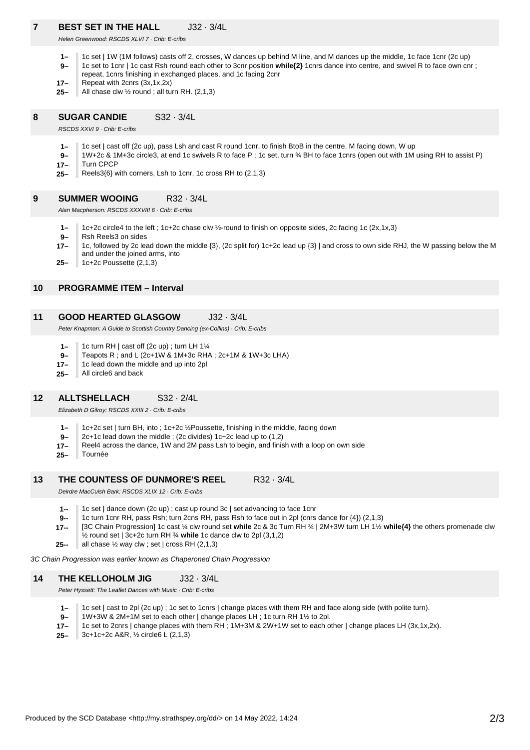## 7 BEST SET IN THE HALL J32 · 3/4L

*Helen Greenwood: RSCDS XLVI 7 · Crib: E-cribs*

- **1–** 1c set | 1W (1M follows) casts off 2, crosses, W dances up behind M line, and M dances up the middle, 1c face 1cnr (2c up)
- **9–** 1c set to 1cnr | 1c cast Rsh round each other to 3cnr position **while{2}** 1cnrs dance into centre, and swivel R to face own cnr ; repeat, 1cnrs finishing in exchanged places, and 1c facing 2cnr
- **17–** Repeat with 2cnrs (3x,1x,2x)
- **25–** All chase clw ½ round ; all turn RH. (2,1,3)

## 8 SUGAR CANDIE S32 · 3/4L

*RSCDS XXVI 9 · Crib: E-cribs*

- **1–** 1c set | cast off (2c up), pass Lsh and cast R round 1cnr, to finish BtoB in the centre, M facing down, W up
- **9–** 1W+2c & 1M+3c circle3, at end 1c swivels R to face P ; 1c set, turn ¾ BH to face 1cnrs (open out with 1M using RH to assist P)
- **17–** Turn CPCP
- **25–** Reels3{6} with corners, Lsh to 1cnr, 1c cross RH to (2,1,3)

## 9 SUMMER WOOING R32 · 3/4L

*Alan Macpherson: RSCDS XXXVIII 6 · Crib: E-cribs*

- **1–** 1c+2c circle4 to the left ; 1c+2c chase clw ½-round to finish on opposite sides, 2c facing 1c (2x,1x,3)
- **9–** Rsh Reels3 on sides
- **17–** 1c, followed by 2c lead down the middle {3}, (2c split for) 1c+2c lead up {3} | and cross to own side RHJ, the W passing below the M and under the joined arms, into
- **25–** 1c+2c Poussette (2,1,3)

## 10 PROGRAMME ITEM – Interval

## 11 GOOD HEARTED GLASGOW J32 · 3/4L

*Peter Knapman: A Guide to Scottish Country Dancing (ex-Collins) · Crib: E-cribs*

- **1–** 1c turn RH | cast off (2c up) ; turn LH 1¼
- **9–** Teapots R ; and L (2c+1W & 1M+3c RHA ; 2c+1M & 1W+3c LHA)
- **17–** 1c lead down the middle and up into 2pl
- **25–** All circle6 and back

## 12 ALLTSHELLACH S32 · 2/4L

*Elizabeth D Gilroy: RSCDS XXIII 2 · Crib: E-cribs*

- **1–** 1c+2c set | turn BH, into ; 1c+2c ½Poussette, finishing in the middle, facing down
- **9–** 2c+1c lead down the middle ; (2c divides) 1c+2c lead up to (1,2)
- **17–** Reel4 across the dance, 1W and 2M pass Lsh to begin, and finish with a loop on own side
- **25–** Tournée

## 13 THE COUNTESS OF DUNMORE'S REEL R32 · 3/4L

*Deirdre MacCuish Bark: RSCDS XLIX 12 · Crib: E-cribs*

- **1--** 1c set | dance down (2c up) ; cast up round 3c | set advancing to face 1cnr
- **9--** 1c turn 1cnr RH, pass Rsh; turn 2cns RH, pass Rsh to face out in 2pl (cnrs dance for {4}) (2,1,3)
- **17--** [3C Chain Progression] 1c cast ¼ clw round set **while** 2c & 3c Turn RH ¾ | 2M+3W turn LH 1½ **while{4}** the others promenade clw ½ round set | 3c+2c turn RH ¾ **while** 1c dance clw to 2pl (3,1,2)
- **25--** all chase ½ way clw ; set | cross RH (2,1,3)

*3C Chain Progression was earlier known as Chaperoned Chain Progression*

## 14 THE KELLOHOLM JIG J32 · 3/4L

*Peter Hyssett: The Leaflet Dances with Music · Crib: E-cribs*

- **1–** 1c set | cast to 2pl (2c up) ; 1c set to 1cnrs | change places with them RH and face along side (with polite turn).
- **9–** 1W+3W & 2M+1M set to each other | change places LH ; 1c turn RH 1½ to 2pl.
- **17–** 1c set to 2cnrs | change places with them RH ; 1M+3M & 2W+1W set to each other | change places LH (3x,1x,2x).
- **25–** 3c+1c+2c A&R, ½ circle6 L (2,1,3)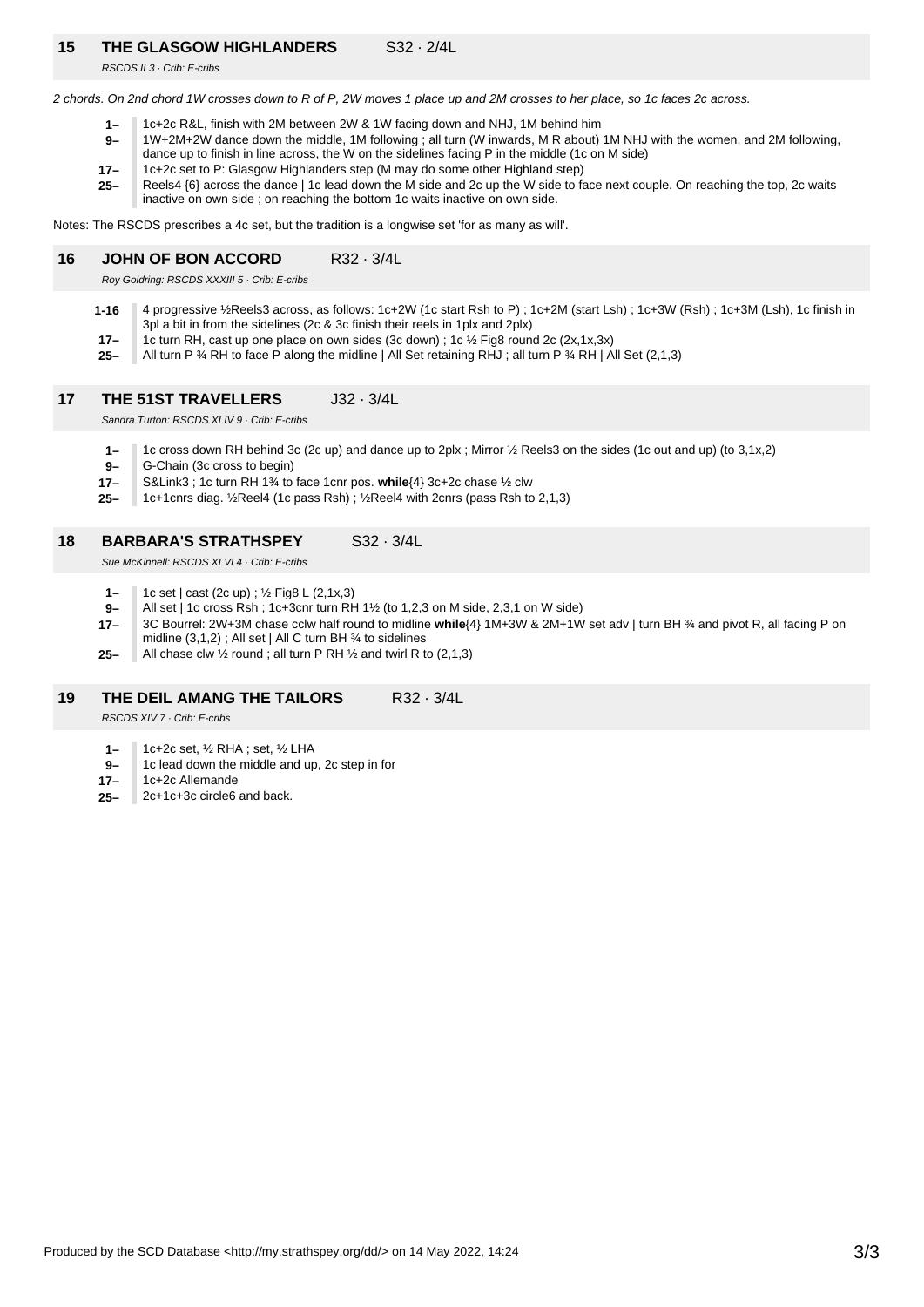## 15 THE GLASGOW HIGHLANDERS S32 · 2/4L

*RSCDS II 3 · Crib: E-cribs*

*2 chords. On 2nd chord 1W crosses down to R of P, 2W moves 1 place up and 2M crosses to her place, so 1c faces 2c across.*

| | |
|---|---|
| **1–** | 1c+2c R&L, finish with 2M between 2W & 1W facing down and NHJ, 1M behind him |
| **9–** | 1W+2M+2W dance down the middle, 1M following ; all turn (W inwards, M R about) 1M NHJ with the women, and 2M following, dance up to finish in line across, the W on the sidelines facing P in the middle (1c on M side) |
| **17–** | 1c+2c set to P: Glasgow Highlanders step (M may do some other Highland step) |
| **25–** | Reels4 {6} across the dance \| 1c lead down the M side and 2c up the W side to face next couple. On reaching the top, 2c waits inactive on own side ; on reaching the bottom 1c waits inactive on own side. |

Notes: The RSCDS prescribes a 4c set, but the tradition is a longwise set 'for as many as will'.

## 16 JOHN OF BON ACCORD R32 · 3/4L

*Roy Goldring: RSCDS XXXIII 5 · Crib: E-cribs*

| | |
|---|---|
| **1-16** | 4 progressive ½Reels3 across, as follows: 1c+2W (1c start Rsh to P) ; 1c+2M (start Lsh) ; 1c+3W (Rsh) ; 1c+3M (Lsh), 1c finish in 3pl a bit in from the sidelines (2c & 3c finish their reels in 1plx and 2plx) |
| **17–** | 1c turn RH, cast up one place on own sides (3c down) ; 1c ½ Fig8 round 2c (2x,1x,3x) |
| **25–** | All turn P ¾ RH to face P along the midline \| All Set retaining RHJ ; all turn P ¾ RH \| All Set (2,1,3) |

## 17 THE 51ST TRAVELLERS J32 · 3/4L

*Sandra Turton: RSCDS XLIV 9 · Crib: E-cribs*

| | |
|---|---|
| **1–** | 1c cross down RH behind 3c (2c up) and dance up to 2plx ; Mirror ½ Reels3 on the sides (1c out and up) (to 3,1x,2) |
| **9–** | G-Chain (3c cross to begin) |
| **17–** | S&Link3 ; 1c turn RH 1¾ to face 1cnr pos. **while**{4} 3c+2c chase ½ clw |
| **25–** | 1c+1cnrs diag. ½Reel4 (1c pass Rsh) ; ½Reel4 with 2cnrs (pass Rsh to 2,1,3) |

## 18 BARBARA'S STRATHSPEY S32 · 3/4L

*Sue McKinnell: RSCDS XLVI 4 · Crib: E-cribs*

| | |
|---|---|
| **1–** | 1c set \| cast (2c up) ; ½ Fig8 L (2,1x,3) |
| **9–** | All set \| 1c cross Rsh ; 1c+3cnr turn RH 1½ (to 1,2,3 on M side, 2,3,1 on W side) |
| **17–** | 3C Bourrel: 2W+3M chase cclw half round to midline **while**{4} 1M+3W & 2M+1W set adv \| turn BH ¾ and pivot R, all facing P on midline (3,1,2) ; All set \| All C turn BH ¾ to sidelines |
| **25–** | All chase clw ½ round ; all turn P RH ½ and twirl R to (2,1,3) |

## 19 THE DEIL AMANG THE TAILORS R32 · 3/4L

*RSCDS XIV 7 · Crib: E-cribs*

| | |
|---|---|
| **1–** | 1c+2c set, ½ RHA ; set, ½ LHA |
| **9–** | 1c lead down the middle and up, 2c step in for |
| **17–** | 1c+2c Allemande |
| **25–** | 2c+1c+3c circle6 and back. |

Produced by the SCD Database <http://my.strathspey.org/dd/> on 14 May 2022, 14:24